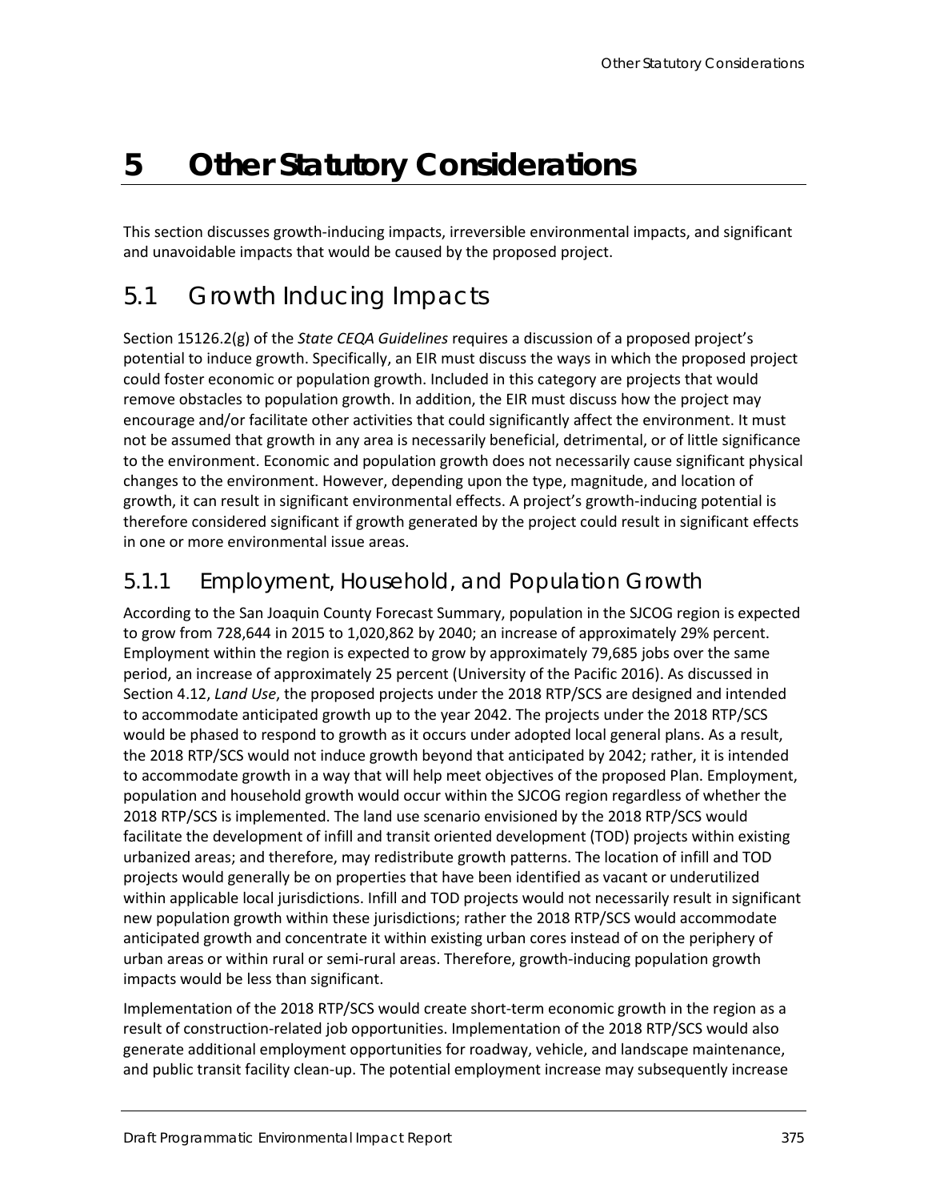# 5 Other Statutory Considerations

This section discusses growth-inducing impacts, irreversible environmental impacts, and significant and unavoidable impacts that would be caused by the proposed project.

## 5.1 Growth Inducing Impacts

Section 15126.2(g) of the *State CEQA Guidelines* requires a discussion of a proposed project's potential to induce growth. Specifically, an EIR must discuss the ways in which the proposed project could foster economic or population growth. Included in this category are projects that would remove obstacles to population growth. In addition, the EIR must discuss how the project may encourage and/or facilitate other activities that could significantly affect the environment. It must not be assumed that growth in any area is necessarily beneficial, detrimental, or of little significance to the environment. Economic and population growth does not necessarily cause significant physical changes to the environment. However, depending upon the type, magnitude, and location of growth, it can result in significant environmental effects. A project's growth-inducing potential is therefore considered significant if growth generated by the project could result in significant effects in one or more environmental issue areas.

### 5.1.1 Employment, Household, and Population Growth

According to the San Joaquin County Forecast Summary, population in the SJCOG region is expected to grow from 728,644 in 2015 to 1,020,862 by 2040; an increase of approximately 29% percent. Employment within the region is expected to grow by approximately 79,685 jobs over the same period, an increase of approximately 25 percent (University of the Pacific 2016). As discussed in Section 4.12, *Land Use*, the proposed projects under the 2018 RTP/SCS are designed and intended to accommodate anticipated growth up to the year 2042. The projects under the 2018 RTP/SCS would be phased to respond to growth as it occurs under adopted local general plans. As a result, the 2018 RTP/SCS would not induce growth beyond that anticipated by 2042; rather, it is intended to accommodate growth in a way that will help meet objectives of the proposed Plan. Employment, population and household growth would occur within the SJCOG region regardless of whether the 2018 RTP/SCS is implemented. The land use scenario envisioned by the 2018 RTP/SCS would facilitate the development of infill and transit oriented development (TOD) projects within existing urbanized areas; and therefore, may redistribute growth patterns. The location of infill and TOD projects would generally be on properties that have been identified as vacant or underutilized within applicable local jurisdictions. Infill and TOD projects would not necessarily result in significant new population growth within these jurisdictions; rather the 2018 RTP/SCS would accommodate anticipated growth and concentrate it within existing urban cores instead of on the periphery of urban areas or within rural or semi-rural areas. Therefore, growth-inducing population growth impacts would be less than significant.

Implementation of the 2018 RTP/SCS would create short-term economic growth in the region as a result of construction-related job opportunities. Implementation of the 2018 RTP/SCS would also generate additional employment opportunities for roadway, vehicle, and landscape maintenance, and public transit facility clean-up. The potential employment increase may subsequently increase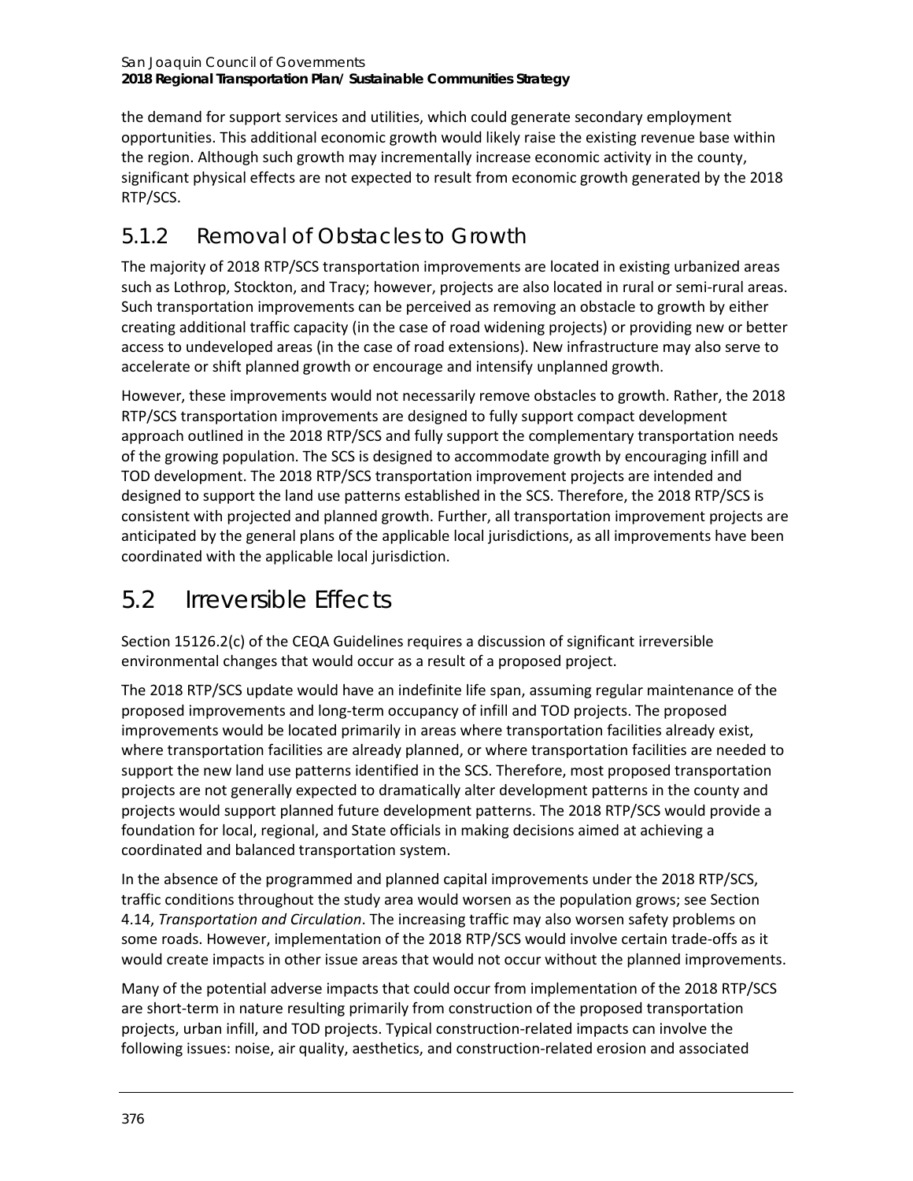the demand for support services and utilities, which could generate secondary employment opportunities. This additional economic growth would likely raise the existing revenue base within the region. Although such growth may incrementally increase economic activity in the county, significant physical effects are not expected to result from economic growth generated by the 2018 RTP/SCS.

### 5.1.2 Removal of Obstacles to Growth

The majority of 2018 RTP/SCS transportation improvements are located in existing urbanized areas such as Lothrop, Stockton, and Tracy; however, projects are also located in rural or semi-rural areas. Such transportation improvements can be perceived as removing an obstacle to growth by either creating additional traffic capacity (in the case of road widening projects) or providing new or better access to undeveloped areas (in the case of road extensions). New infrastructure may also serve to accelerate or shift planned growth or encourage and intensify unplanned growth.

However, these improvements would not necessarily remove obstacles to growth. Rather, the 2018 RTP/SCS transportation improvements are designed to fully support compact development approach outlined in the 2018 RTP/SCS and fully support the complementary transportation needs of the growing population. The SCS is designed to accommodate growth by encouraging infill and TOD development. The 2018 RTP/SCS transportation improvement projects are intended and designed to support the land use patterns established in the SCS. Therefore, the 2018 RTP/SCS is consistent with projected and planned growth. Further, all transportation improvement projects are anticipated by the general plans of the applicable local jurisdictions, as all improvements have been coordinated with the applicable local jurisdiction.

## 5.2 Irreversible Effects

Section 15126.2(c) of the CEQA Guidelines requires a discussion of significant irreversible environmental changes that would occur as a result of a proposed project.

The 2018 RTP/SCS update would have an indefinite life span, assuming regular maintenance of the proposed improvements and long-term occupancy of infill and TOD projects. The proposed improvements would be located primarily in areas where transportation facilities already exist, where transportation facilities are already planned, or where transportation facilities are needed to support the new land use patterns identified in the SCS. Therefore, most proposed transportation projects are not generally expected to dramatically alter development patterns in the county and projects would support planned future development patterns. The 2018 RTP/SCS would provide a foundation for local, regional, and State officials in making decisions aimed at achieving a coordinated and balanced transportation system.

In the absence of the programmed and planned capital improvements under the 2018 RTP/SCS, traffic conditions throughout the study area would worsen as the population grows; see Section 4.14, *Transportation and Circulation*. The increasing traffic may also worsen safety problems on some roads. However, implementation of the 2018 RTP/SCS would involve certain trade-offs as it would create impacts in other issue areas that would not occur without the planned improvements.

Many of the potential adverse impacts that could occur from implementation of the 2018 RTP/SCS are short-term in nature resulting primarily from construction of the proposed transportation projects, urban infill, and TOD projects. Typical construction-related impacts can involve the following issues: noise, air quality, aesthetics, and construction-related erosion and associated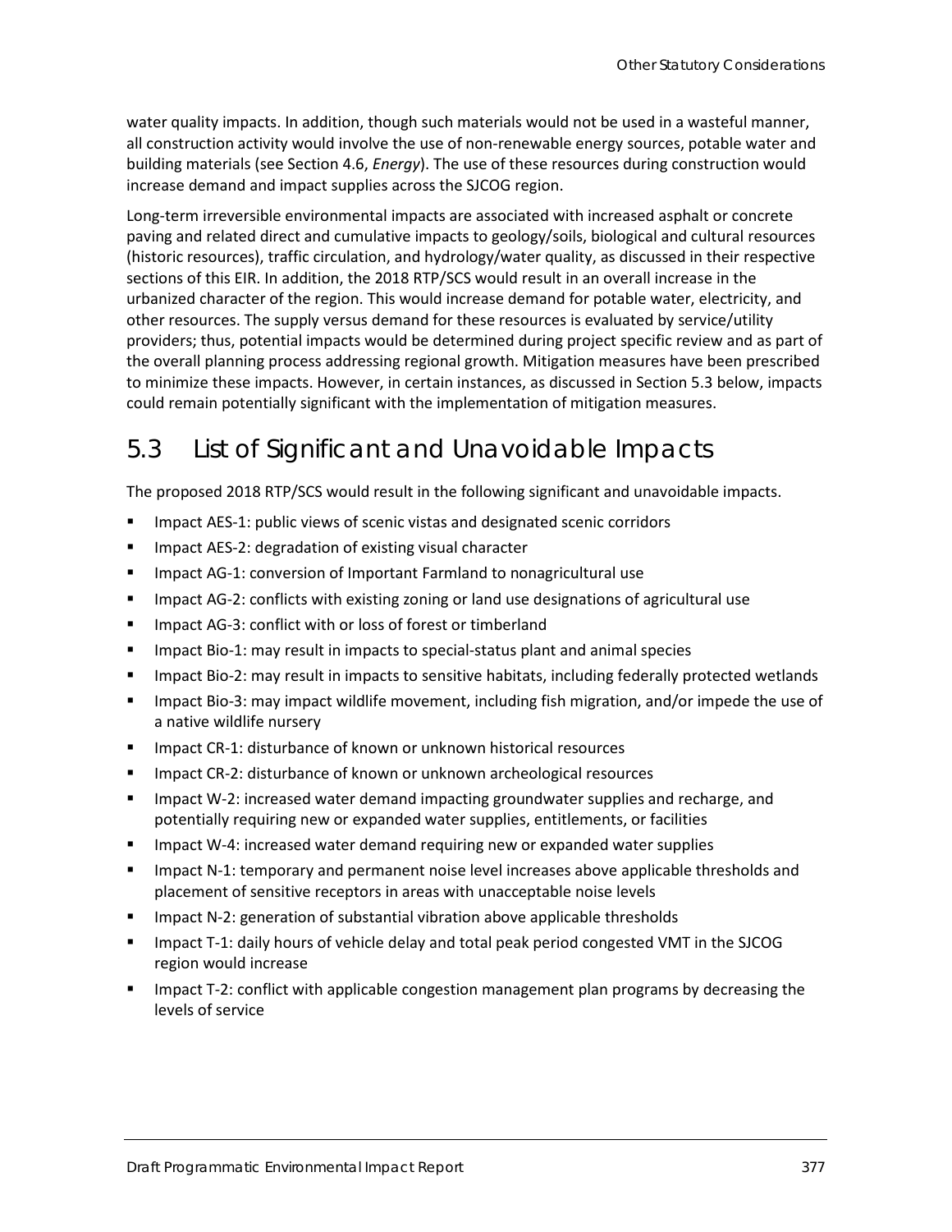water quality impacts. In addition, though such materials would not be used in a wasteful manner, all construction activity would involve the use of non-renewable energy sources, potable water and building materials (see Section 4.6, *Energy*). The use of these resources during construction would increase demand and impact supplies across the SJCOG region.

Long-term irreversible environmental impacts are associated with increased asphalt or concrete paving and related direct and cumulative impacts to geology/soils, biological and cultural resources (historic resources), traffic circulation, and hydrology/water quality, as discussed in their respective sections of this EIR. In addition, the 2018 RTP/SCS would result in an overall increase in the urbanized character of the region. This would increase demand for potable water, electricity, and other resources. The supply versus demand for these resources is evaluated by service/utility providers; thus, potential impacts would be determined during project specific review and as part of the overall planning process addressing regional growth. Mitigation measures have been prescribed to minimize these impacts. However, in certain instances, as discussed in Section 5.3 below, impacts could remain potentially significant with the implementation of mitigation measures.

## 5.3 List of Significant and Unavoidable Impacts

The proposed 2018 RTP/SCS would result in the following significant and unavoidable impacts.

- Impact AES-1: public views of scenic vistas and designated scenic corridors
- Impact AES-2: degradation of existing visual character
- Impact AG-1: conversion of Important Farmland to nonagricultural use
- Impact AG-2: conflicts with existing zoning or land use designations of agricultural use
- Impact AG-3: conflict with or loss of forest or timberland
- Impact Bio-1: may result in impacts to special-status plant and animal species
- Impact Bio-2: may result in impacts to sensitive habitats, including federally protected wetlands
- Impact Bio-3: may impact wildlife movement, including fish migration, and/or impede the use of a native wildlife nursery
- Impact CR-1: disturbance of known or unknown historical resources
- Impact CR-2: disturbance of known or unknown archeological resources
- Impact W-2: increased water demand impacting groundwater supplies and recharge, and potentially requiring new or expanded water supplies, entitlements, or facilities
- Impact W-4: increased water demand requiring new or expanded water supplies
- Impact N-1: temporary and permanent noise level increases above applicable thresholds and placement of sensitive receptors in areas with unacceptable noise levels
- Impact N-2: generation of substantial vibration above applicable thresholds
- Impact T-1: daily hours of vehicle delay and total peak period congested VMT in the SJCOG region would increase
- Impact T-2: conflict with applicable congestion management plan programs by decreasing the levels of service